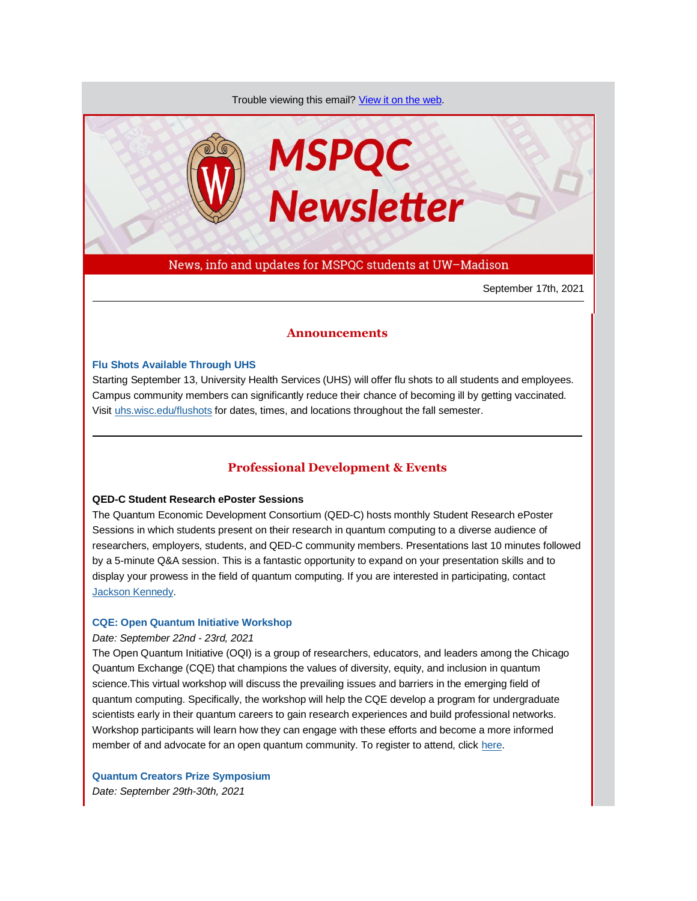Trouble viewing this email? View it on the web.

# MSPQC Newsletter

News, info and updates for MSPQC students at UW–Madison

September 17th, 2021

---

## Announcements

### Flu Shots Available Through UHS

Starting September 13, University Health Services (UHS) will offer flu shots to all students and employees. Campus community members can significantly reduce their chance of becoming ill by getting vaccinated. Visit uhs.wisc.edu/flushots for dates, times, and locations throughout the fall semester.

---

## Professional Development & Events

**QED-C Student Research ePoster Sessions**

The Quantum Economic Development Consortium (QED-C) hosts monthly Student Research ePoster Sessions in which students present on their research in quantum computing to a diverse audience of researchers, employers, students, and QED-C community members. Presentations last 10 minutes followed by a 5-minute Q&A session. This is a fantastic opportunity to expand on your presentation skills and to display your prowess in the field of quantum computing. If you are interested in participating, contact Jackson Kennedy.

### CQE: Open Quantum Initiative Workshop

*Date: September 22nd - 23rd, 2021*

The Open Quantum Initiative (OQI) is a group of researchers, educators, and leaders among the Chicago Quantum Exchange (CQE) that champions the values of diversity, equity, and inclusion in quantum science.This virtual workshop will discuss the prevailing issues and barriers in the emerging field of quantum computing. Specifically, the workshop will help the CQE develop a program for undergraduate scientists early in their quantum careers to gain research experiences and build professional networks. Workshop participants will learn how they can engage with these efforts and become a more informed member of and advocate for an open quantum community. To register to attend, click here.

### Quantum Creators Prize Symposium

*Date: September 29th-30th, 2021*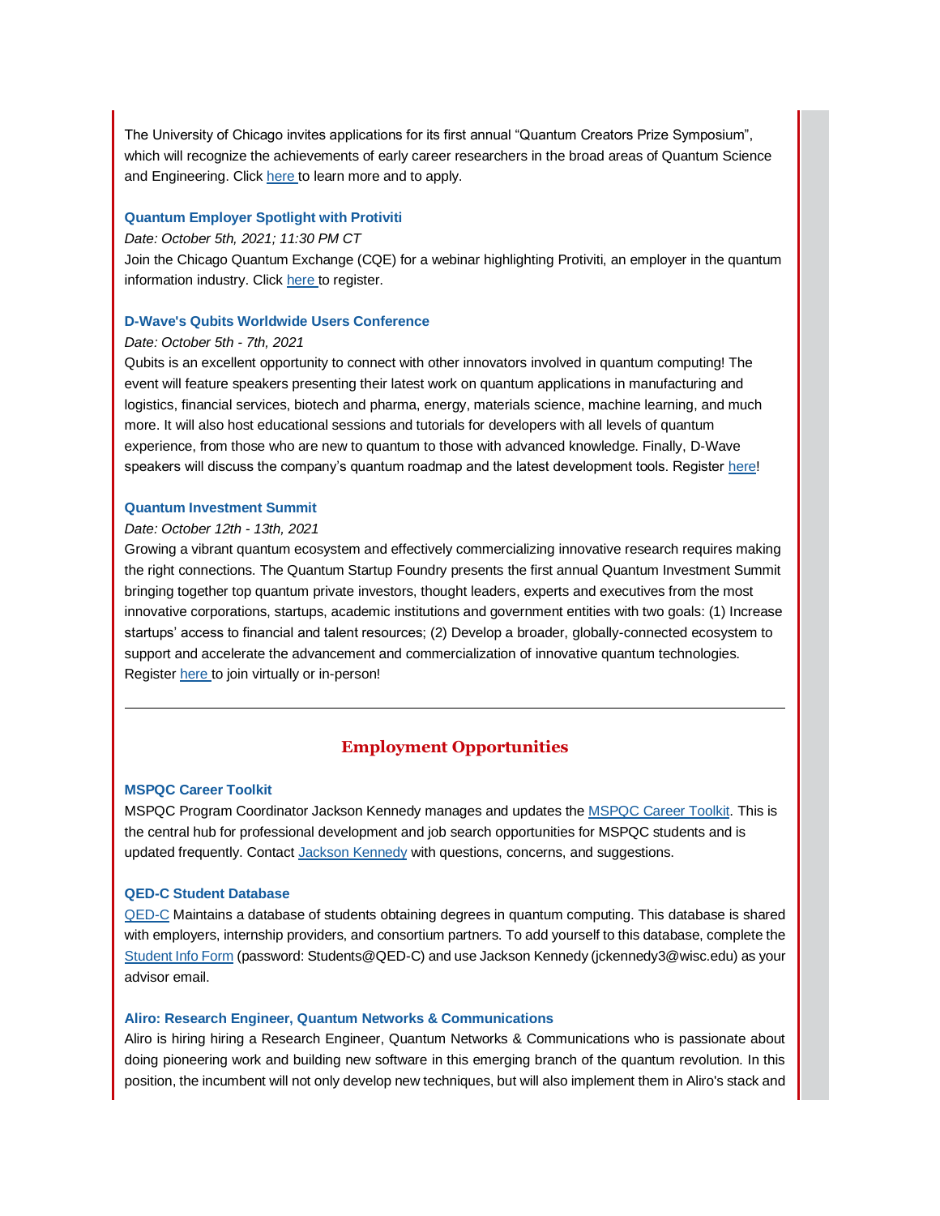The University of Chicago invites applications for its first annual "Quantum Creators Prize Symposium", which will recognize the achievements of early career researchers in the broad areas of Quantum Science and Engineering. Click here to learn more and to apply.

### Quantum Employer Spotlight with Protiviti

*Date: October 5th, 2021; 11:30 PM CT*

Join the Chicago Quantum Exchange (CQE) for a webinar highlighting Protiviti, an employer in the quantum information industry. Click here to register.

### D-Wave's Qubits Worldwide Users Conference

*Date: October 5th - 7th, 2021*

Qubits is an excellent opportunity to connect with other innovators involved in quantum computing! The event will feature speakers presenting their latest work on quantum applications in manufacturing and logistics, financial services, biotech and pharma, energy, materials science, machine learning, and much more. It will also host educational sessions and tutorials for developers with all levels of quantum experience, from those who are new to quantum to those with advanced knowledge. Finally, D-Wave speakers will discuss the company's quantum roadmap and the latest development tools. Register here!

### Quantum Investment Summit

*Date: October 12th - 13th, 2021*

Growing a vibrant quantum ecosystem and effectively commercializing innovative research requires making the right connections. The Quantum Startup Foundry presents the first annual Quantum Investment Summit bringing together top quantum private investors, thought leaders, experts and executives from the most innovative corporations, startups, academic institutions and government entities with two goals: (1) Increase startups' access to financial and talent resources; (2) Develop a broader, globally-connected ecosystem to support and accelerate the advancement and commercialization of innovative quantum technologies. Register here to join virtually or in-person!

---

## Employment Opportunities

### MSPQC Career Toolkit

MSPQC Program Coordinator Jackson Kennedy manages and updates the MSPQC Career Toolkit. This is the central hub for professional development and job search opportunities for MSPQC students and is updated frequently. Contact Jackson Kennedy with questions, concerns, and suggestions.

### QED-C Student Database

QED-C Maintains a database of students obtaining degrees in quantum computing. This database is shared with employers, internship providers, and consortium partners. To add yourself to this database, complete the Student Info Form (password: Students@QED-C) and use Jackson Kennedy (jckennedy3@wisc.edu) as your advisor email.

### Aliro: Research Engineer, Quantum Networks & Communications

Aliro is hiring hiring a Research Engineer, Quantum Networks & Communications who is passionate about doing pioneering work and building new software in this emerging branch of the quantum revolution. In this position, the incumbent will not only develop new techniques, but will also implement them in Aliro's stack and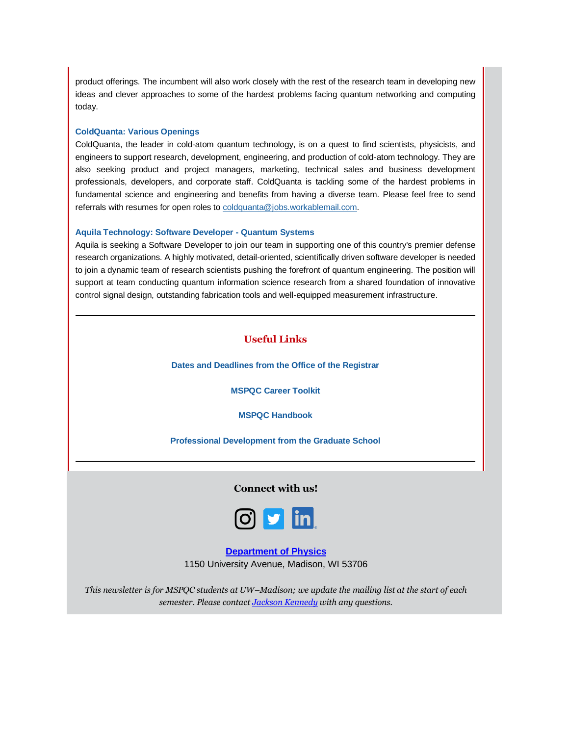product offerings. The incumbent will also work closely with the rest of the research team in developing new ideas and clever approaches to some of the hardest problems facing quantum networking and computing today.

**ColdQuanta: Various Openings**

ColdQuanta, the leader in cold-atom quantum technology, is on a quest to find scientists, physicists, and engineers to support research, development, engineering, and production of cold-atom technology. They are also seeking product and project managers, marketing, technical sales and business development professionals, developers, and corporate staff. ColdQuanta is tackling some of the hardest problems in fundamental science and engineering and benefits from having a diverse team. Please feel free to send referrals with resumes for open roles to coldquanta@jobs.workablemail.com.

**Aquila Technology: Software Developer - Quantum Systems**

Aquila is seeking a Software Developer to join our team in supporting one of this country's premier defense research organizations. A highly motivated, detail-oriented, scientifically driven software developer is needed to join a dynamic team of research scientists pushing the forefront of quantum engineering. The position will support at team conducting quantum information science research from a shared foundation of innovative control signal design, outstanding fabrication tools and well-equipped measurement infrastructure.

---

## Useful Links

**Dates and Deadlines from the Office of the Registrar**

**MSPQC Career Toolkit**

**MSPQC Handbook**

**Professional Development from the Graduate School**

---

**Connect with us!**

**Department of Physics**
1150 University Avenue, Madison, WI 53706

*This newsletter is for MSPQC students at UW–Madison; we update the mailing list at the start of each semester. Please contact Jackson Kennedy with any questions.*